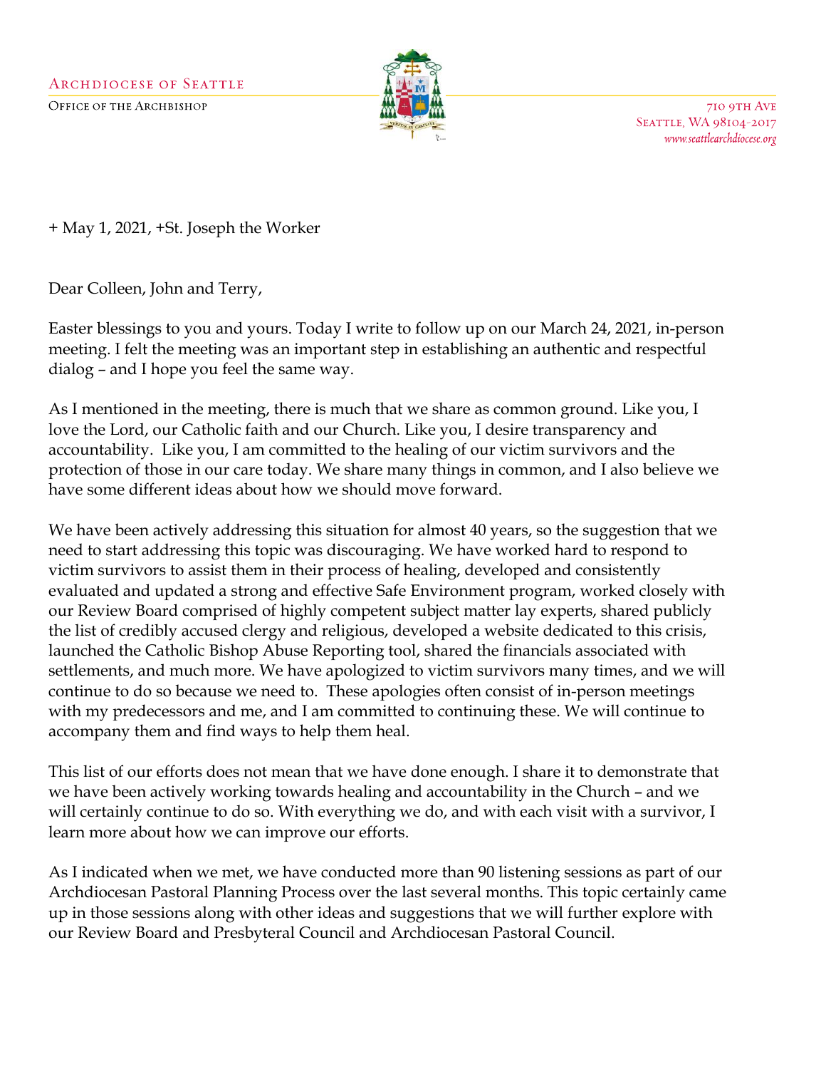ARCHDIOCESE OF SEATTLE
OFFICE OF THE ARCHBISHOP

710 9TH AVE
SEATTLE, WA 98104-2017
*www.seattlearchdiocese.org*

+ May 1, 2021, +St. Joseph the Worker

Dear Colleen, John and Terry,

Easter blessings to you and yours. Today I write to follow up on our March 24, 2021, in-person meeting. I felt the meeting was an important step in establishing an authentic and respectful dialog – and I hope you feel the same way.

As I mentioned in the meeting, there is much that we share as common ground. Like you, I love the Lord, our Catholic faith and our Church. Like you, I desire transparency and accountability. Like you, I am committed to the healing of our victim survivors and the protection of those in our care today. We share many things in common, and I also believe we have some different ideas about how we should move forward.

We have been actively addressing this situation for almost 40 years, so the suggestion that we need to start addressing this topic was discouraging. We have worked hard to respond to victim survivors to assist them in their process of healing, developed and consistently evaluated and updated a strong and effective Safe Environment program, worked closely with our Review Board comprised of highly competent subject matter lay experts, shared publicly the list of credibly accused clergy and religious, developed a website dedicated to this crisis, launched the Catholic Bishop Abuse Reporting tool, shared the financials associated with settlements, and much more. We have apologized to victim survivors many times, and we will continue to do so because we need to. These apologies often consist of in-person meetings with my predecessors and me, and I am committed to continuing these. We will continue to accompany them and find ways to help them heal.

This list of our efforts does not mean that we have done enough. I share it to demonstrate that we have been actively working towards healing and accountability in the Church – and we will certainly continue to do so. With everything we do, and with each visit with a survivor, I learn more about how we can improve our efforts.

As I indicated when we met, we have conducted more than 90 listening sessions as part of our Archdiocesan Pastoral Planning Process over the last several months. This topic certainly came up in those sessions along with other ideas and suggestions that we will further explore with our Review Board and Presbyteral Council and Archdiocesan Pastoral Council.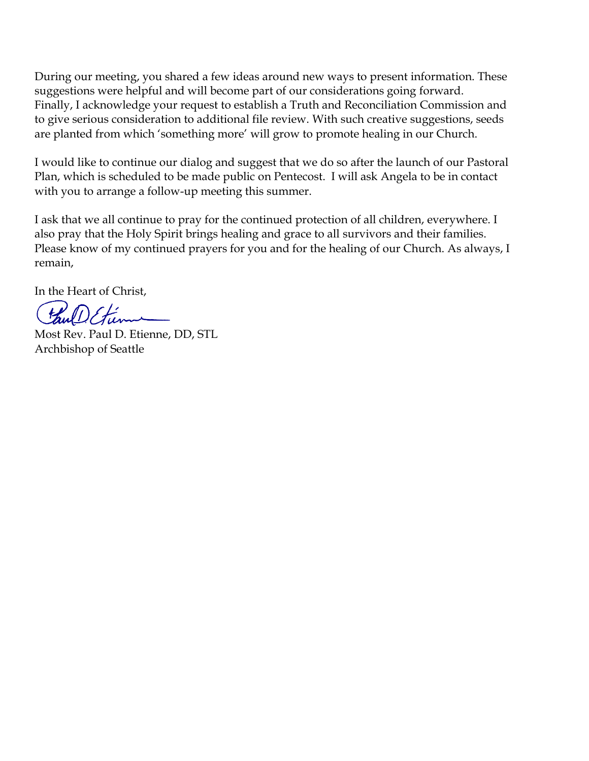During our meeting, you shared a few ideas around new ways to present information. These suggestions were helpful and will become part of our considerations going forward. Finally, I acknowledge your request to establish a Truth and Reconciliation Commission and to give serious consideration to additional file review. With such creative suggestions, seeds are planted from which 'something more' will grow to promote healing in our Church.

I would like to continue our dialog and suggest that we do so after the launch of our Pastoral Plan, which is scheduled to be made public on Pentecost. I will ask Angela to be in contact with you to arrange a follow-up meeting this summer.

I ask that we all continue to pray for the continued protection of all children, everywhere. I also pray that the Holy Spirit brings healing and grace to all survivors and their families. Please know of my continued prayers for you and for the healing of our Church. As always, I remain,

In the Heart of Christ,

Most Rev. Paul D. Etienne, DD, STL
Archbishop of Seattle